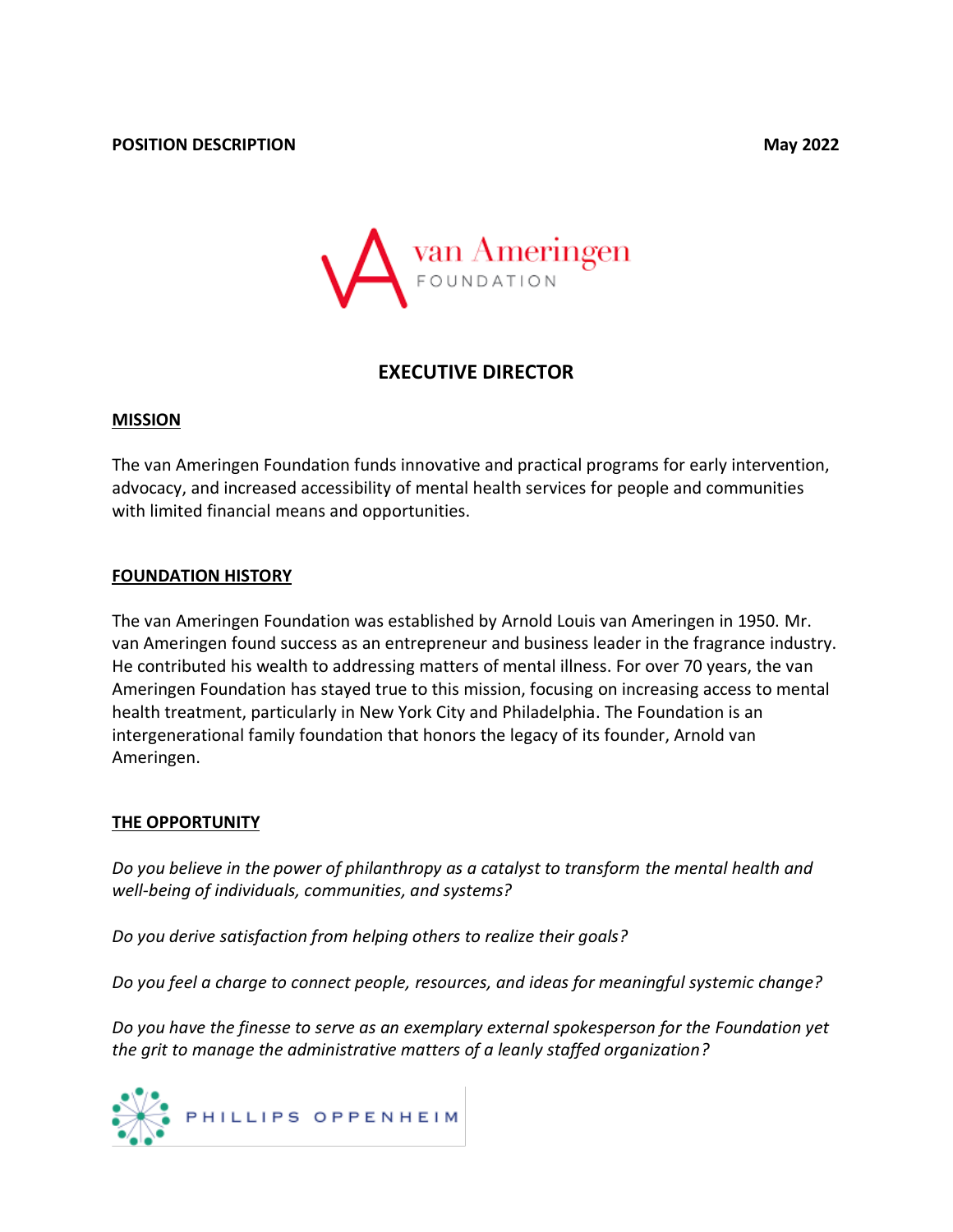**POSITION DESCRIPTION** **May 2022**

van Ameringen
FOUNDATION

# EXECUTIVE DIRECTOR

## MISSION

The van Ameringen Foundation funds innovative and practical programs for early intervention, advocacy, and increased accessibility of mental health services for people and communities with limited financial means and opportunities.

## FOUNDATION HISTORY

The van Ameringen Foundation was established by Arnold Louis van Ameringen in 1950. Mr. van Ameringen found success as an entrepreneur and business leader in the fragrance industry. He contributed his wealth to addressing matters of mental illness. For over 70 years, the van Ameringen Foundation has stayed true to this mission, focusing on increasing access to mental health treatment, particularly in New York City and Philadelphia. The Foundation is an intergenerational family foundation that honors the legacy of its founder, Arnold van Ameringen.

## THE OPPORTUNITY

*Do you believe in the power of philanthropy as a catalyst to transform the mental health and well-being of individuals, communities, and systems?*

*Do you derive satisfaction from helping others to realize their goals?*

*Do you feel a charge to connect people, resources, and ideas for meaningful systemic change?*

*Do you have the finesse to serve as an exemplary external spokesperson for the Foundation yet the grit to manage the administrative matters of a leanly staffed organization?*

PHILLIPS OPPENHEIM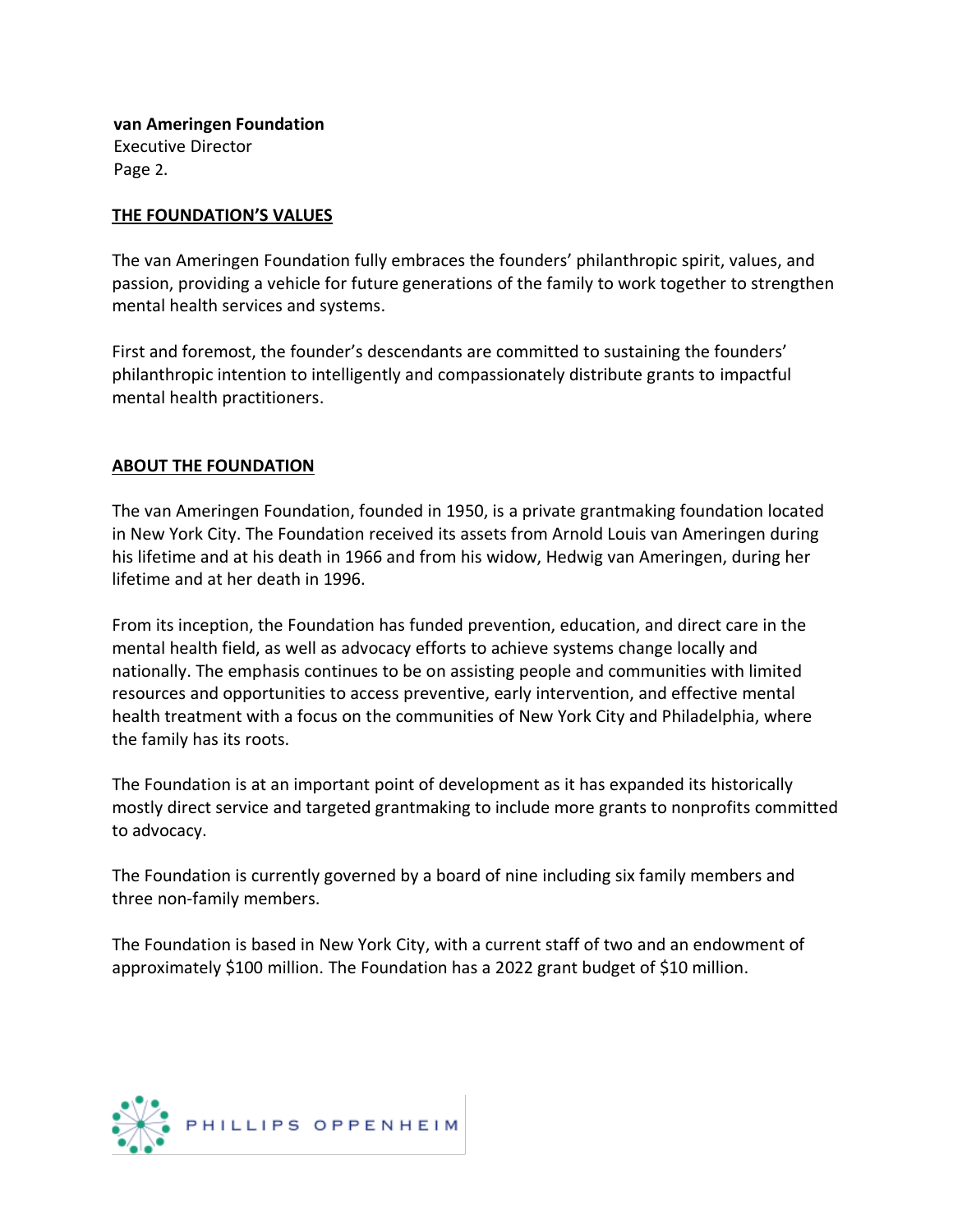## THE FOUNDATION'S VALUES

The van Ameringen Foundation fully embraces the founders' philanthropic spirit, values, and passion, providing a vehicle for future generations of the family to work together to strengthen mental health services and systems.

First and foremost, the founder's descendants are committed to sustaining the founders' philanthropic intention to intelligently and compassionately distribute grants to impactful mental health practitioners.

## ABOUT THE FOUNDATION

The van Ameringen Foundation, founded in 1950, is a private grantmaking foundation located in New York City. The Foundation received its assets from Arnold Louis van Ameringen during his lifetime and at his death in 1966 and from his widow, Hedwig van Ameringen, during her lifetime and at her death in 1996.

From its inception, the Foundation has funded prevention, education, and direct care in the mental health field, as well as advocacy efforts to achieve systems change locally and nationally. The emphasis continues to be on assisting people and communities with limited resources and opportunities to access preventive, early intervention, and effective mental health treatment with a focus on the communities of New York City and Philadelphia, where the family has its roots.

The Foundation is at an important point of development as it has expanded its historically mostly direct service and targeted grantmaking to include more grants to nonprofits committed to advocacy.

The Foundation is currently governed by a board of nine including six family members and three non-family members.

The Foundation is based in New York City, with a current staff of two and an endowment of approximately $100 million. The Foundation has a 2022 grant budget of $10 million.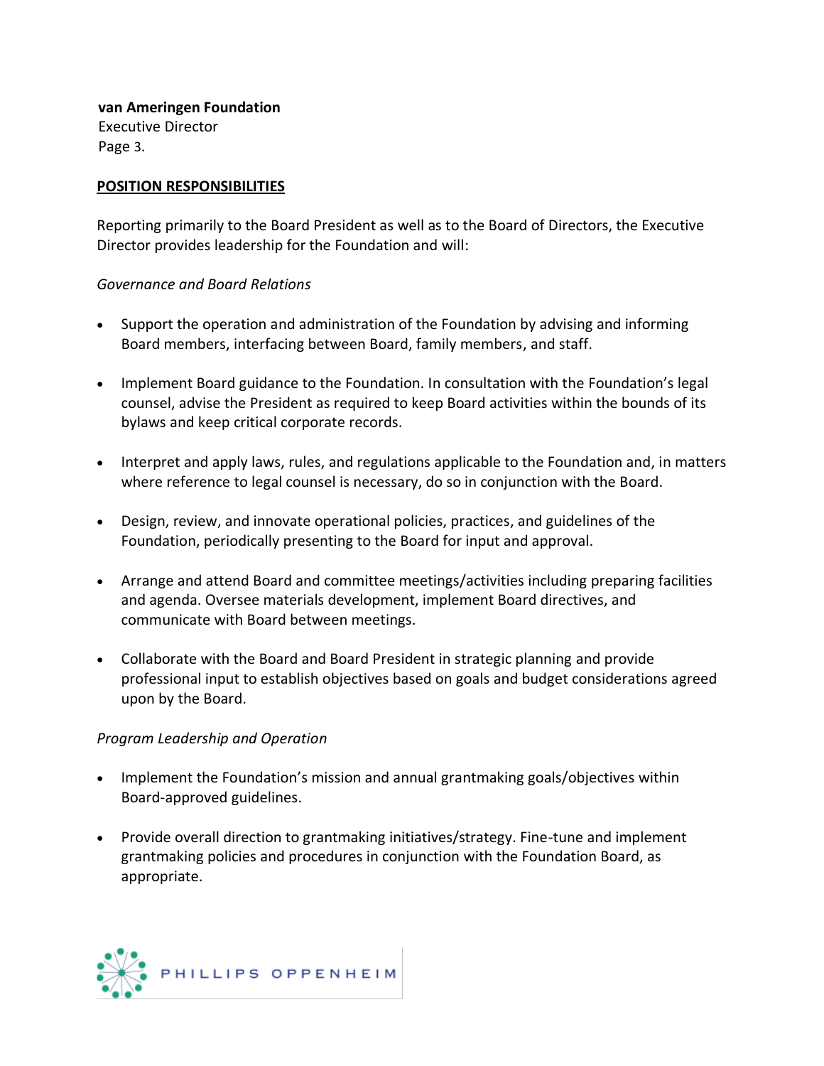## POSITION RESPONSIBILITIES

Reporting primarily to the Board President as well as to the Board of Directors, the Executive Director provides leadership for the Foundation and will:

*Governance and Board Relations*

- Support the operation and administration of the Foundation by advising and informing Board members, interfacing between Board, family members, and staff.
- Implement Board guidance to the Foundation. In consultation with the Foundation's legal counsel, advise the President as required to keep Board activities within the bounds of its bylaws and keep critical corporate records.
- Interpret and apply laws, rules, and regulations applicable to the Foundation and, in matters where reference to legal counsel is necessary, do so in conjunction with the Board.
- Design, review, and innovate operational policies, practices, and guidelines of the Foundation, periodically presenting to the Board for input and approval.
- Arrange and attend Board and committee meetings/activities including preparing facilities and agenda. Oversee materials development, implement Board directives, and communicate with Board between meetings.
- Collaborate with the Board and Board President in strategic planning and provide professional input to establish objectives based on goals and budget considerations agreed upon by the Board.

*Program Leadership and Operation*

- Implement the Foundation's mission and annual grantmaking goals/objectives within Board-approved guidelines.
- Provide overall direction to grantmaking initiatives/strategy. Fine-tune and implement grantmaking policies and procedures in conjunction with the Foundation Board, as appropriate.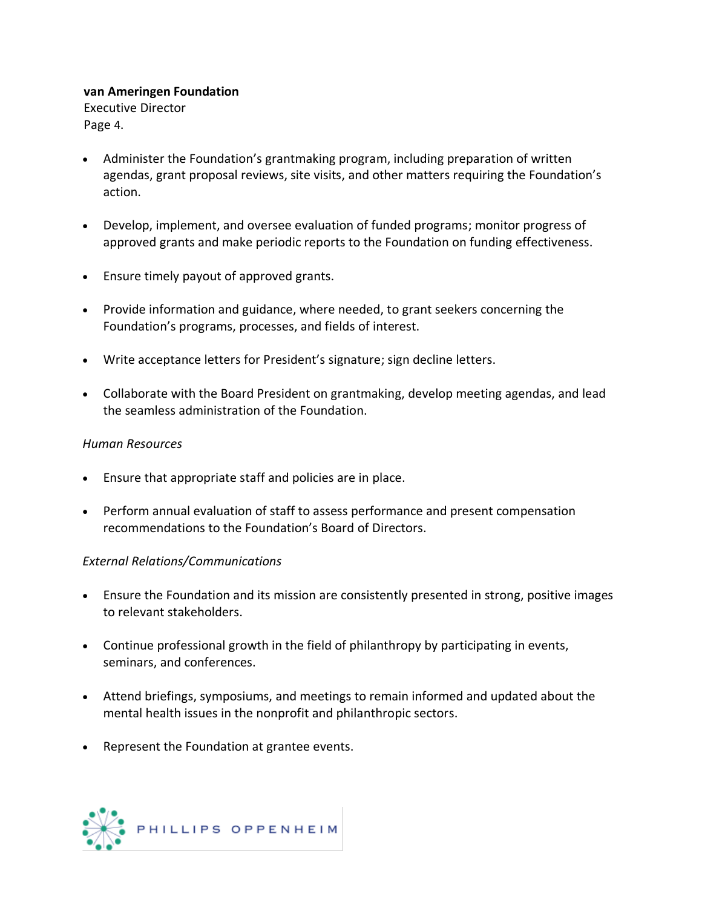- Administer the Foundation's grantmaking program, including preparation of written agendas, grant proposal reviews, site visits, and other matters requiring the Foundation's action.

- Develop, implement, and oversee evaluation of funded programs; monitor progress of approved grants and make periodic reports to the Foundation on funding effectiveness.

- Ensure timely payout of approved grants.

- Provide information and guidance, where needed, to grant seekers concerning the Foundation's programs, processes, and fields of interest.

- Write acceptance letters for President's signature; sign decline letters.

- Collaborate with the Board President on grantmaking, develop meeting agendas, and lead the seamless administration of the Foundation.

*Human Resources*

- Ensure that appropriate staff and policies are in place.

- Perform annual evaluation of staff to assess performance and present compensation recommendations to the Foundation's Board of Directors.

*External Relations/Communications*

- Ensure the Foundation and its mission are consistently presented in strong, positive images to relevant stakeholders.

- Continue professional growth in the field of philanthropy by participating in events, seminars, and conferences.

- Attend briefings, symposiums, and meetings to remain informed and updated about the mental health issues in the nonprofit and philanthropic sectors.

- Represent the Foundation at grantee events.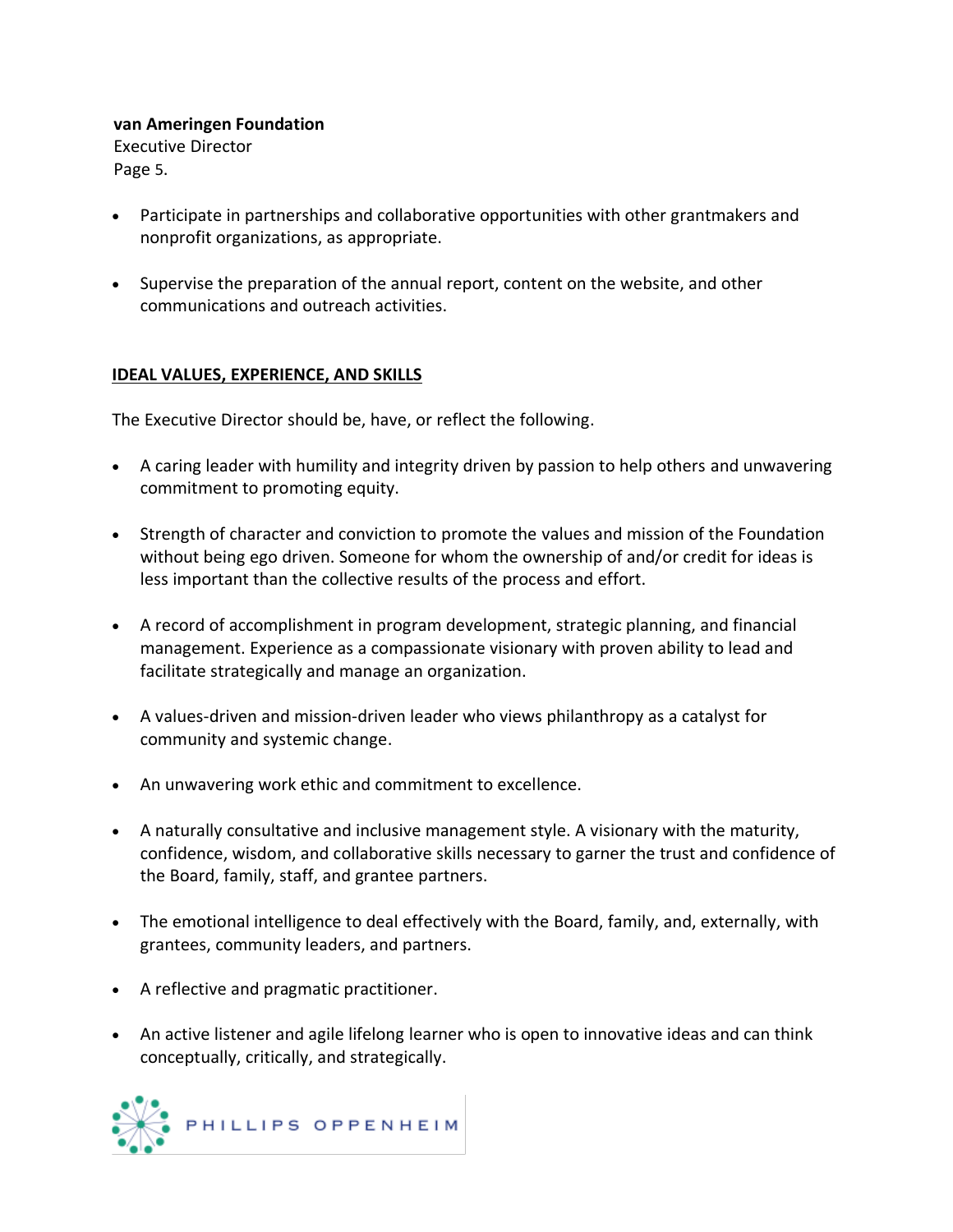- Participate in partnerships and collaborative opportunities with other grantmakers and nonprofit organizations, as appropriate.

- Supervise the preparation of the annual report, content on the website, and other communications and outreach activities.

## IDEAL VALUES, EXPERIENCE, AND SKILLS

The Executive Director should be, have, or reflect the following.

- A caring leader with humility and integrity driven by passion to help others and unwavering commitment to promoting equity.

- Strength of character and conviction to promote the values and mission of the Foundation without being ego driven. Someone for whom the ownership of and/or credit for ideas is less important than the collective results of the process and effort.

- A record of accomplishment in program development, strategic planning, and financial management. Experience as a compassionate visionary with proven ability to lead and facilitate strategically and manage an organization.

- A values-driven and mission-driven leader who views philanthropy as a catalyst for community and systemic change.

- An unwavering work ethic and commitment to excellence.

- A naturally consultative and inclusive management style. A visionary with the maturity, confidence, wisdom, and collaborative skills necessary to garner the trust and confidence of the Board, family, staff, and grantee partners.

- The emotional intelligence to deal effectively with the Board, family, and, externally, with grantees, community leaders, and partners.

- A reflective and pragmatic practitioner.

- An active listener and agile lifelong learner who is open to innovative ideas and can think conceptually, critically, and strategically.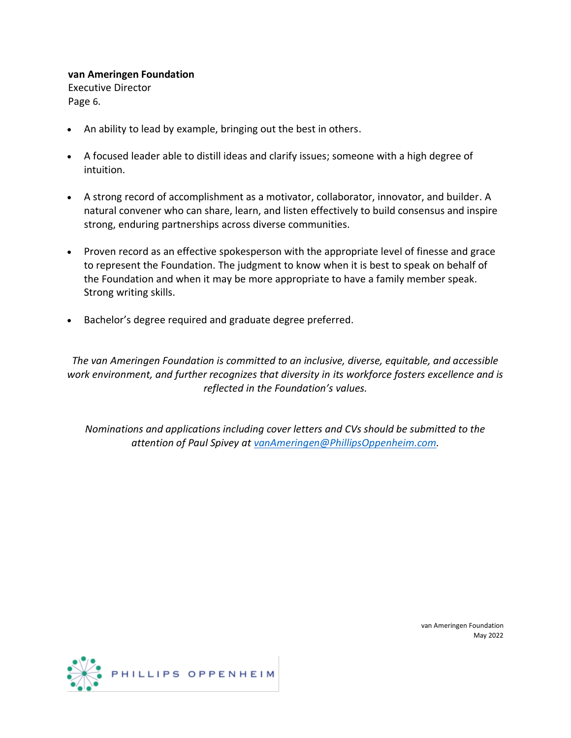- An ability to lead by example, bringing out the best in others.

- A focused leader able to distill ideas and clarify issues; someone with a high degree of intuition.

- A strong record of accomplishment as a motivator, collaborator, innovator, and builder. A natural convener who can share, learn, and listen effectively to build consensus and inspire strong, enduring partnerships across diverse communities.

- Proven record as an effective spokesperson with the appropriate level of finesse and grace to represent the Foundation. The judgment to know when it is best to speak on behalf of the Foundation and when it may be more appropriate to have a family member speak. Strong writing skills.

- Bachelor's degree required and graduate degree preferred.

*The van Ameringen Foundation is committed to an inclusive, diverse, equitable, and accessible work environment, and further recognizes that diversity in its workforce fosters excellence and is reflected in the Foundation's values.*

*Nominations and applications including cover letters and CVs should be submitted to the attention of Paul Spivey at [vanAmeringen@PhillipsOppenheim.com](mailto:vanAmeringen@PhillipsOppenheim.com).*